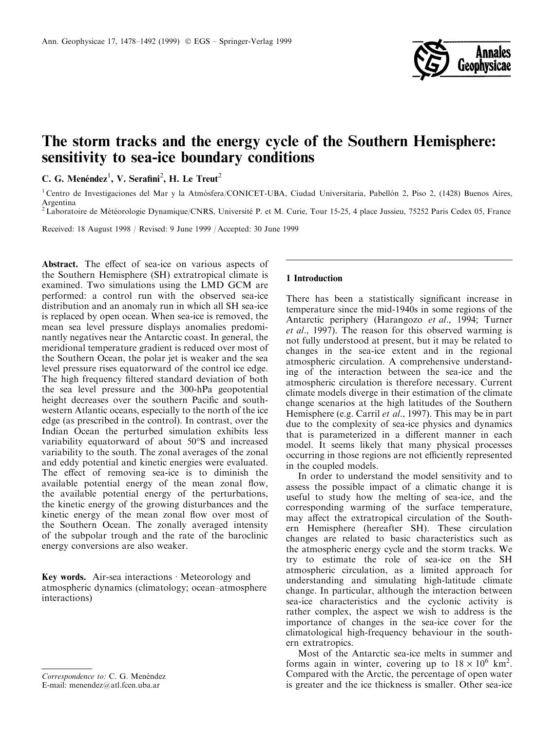# The storm tracks and the energy cycle of the Southern Hemisphere: sensitivity to sea-ice boundary conditions

C. G. Menéndez[1], V. Serafini[2], H. Le Treut[2]

[1] Centro de Investigaciones del Mar y la Atmósfera/CONICET-UBA, Ciudad Universitaria, Pabellón 2, Piso 2, (1428) Buenos Aires, Argentina

[2] Laboratoire de Météorologie Dynamique/CNRS, Université P. et M. Curie, Tour 15-25, 4 place Jussieu, 75252 Paris Cedex 05, France

Received: 18 August 1998 / Revised: 9 June 1999 / Accepted: 30 June 1999

**Abstract.** The effect of sea-ice on various aspects of the Southern Hemisphere (SH) extratropical climate is examined. Two simulations using the LMD GCM are performed: a control run with the observed sea-ice distribution and an anomaly run in which all SH sea-ice is replaced by open ocean. When sea-ice is removed, the mean sea level pressure displays anomalies predominantly negatives near the Antarctic coast. In general, the meridional temperature gradient is reduced over most of the Southern Ocean, the polar jet is weaker and the sea level pressure rises equatorward of the control ice edge. The high frequency filtered standard deviation of both the sea level pressure and the 300-hPa geopotential height decreases over the southern Pacific and southwestern Atlantic oceans, especially to the north of the ice edge (as prescribed in the control). In contrast, over the Indian Ocean the perturbed simulation exhibits less variability equatorward of about 50°S and increased variability to the south. The zonal averages of the zonal and eddy potential and kinetic energies were evaluated. The effect of removing sea-ice is to diminish the available potential energy of the mean zonal flow, the available potential energy of the perturbations, the kinetic energy of the growing disturbances and the kinetic energy of the mean zonal flow over most of the Southern Ocean. The zonally averaged intensity of the subpolar trough and the rate of the baroclinic energy conversions are also weaker.

**Key words.** Air-sea interactions · Meteorology and atmospheric dynamics (climatology; ocean–atmosphere interactions)

*Correspondence to:* C. G. Menéndez
E-mail: menendez@atl.fcen.uba.ar

## 1 Introduction

There has been a statistically significant increase in temperature since the mid-1940s in some regions of the Antarctic periphery (Harangozo *et al*., 1994; Turner *et al*., 1997). The reason for this observed warming is not fully understood at present, but it may be related to changes in the sea-ice extent and in the regional atmospheric circulation. A comprehensive understanding of the interaction between the sea-ice and the atmospheric circulation is therefore necessary. Current climate models diverge in their estimation of the climate change scenarios at the high latitudes of the Southern Hemisphere (e.g. Carril *et al*., 1997). This may be in part due to the complexity of sea-ice physics and dynamics that is parameterized in a different manner in each model. It seems likely that many physical processes occurring in those regions are not efficiently represented in the coupled models.

In order to understand the model sensitivity and to assess the possible impact of a climatic change it is useful to study how the melting of sea-ice, and the corresponding warming of the surface temperature, may affect the extratropical circulation of the Southern Hemisphere (hereafter SH). These circulation changes are related to basic characteristics such as the atmospheric energy cycle and the storm tracks. We try to estimate the role of sea-ice on the SH atmospheric circulation, as a limited approach for understanding and simulating high-latitude climate change. In particular, although the interaction between sea-ice characteristics and the cyclonic activity is rather complex, the aspect we wish to address is the importance of changes in the sea-ice cover for the climatological high-frequency behaviour in the southern extratropics.

Most of the Antarctic sea-ice melts in summer and forms again in winter, covering up to $18 \times 10^6$ km$^2$. Compared with the Arctic, the percentage of open water is greater and the ice thickness is smaller. Other sea-ice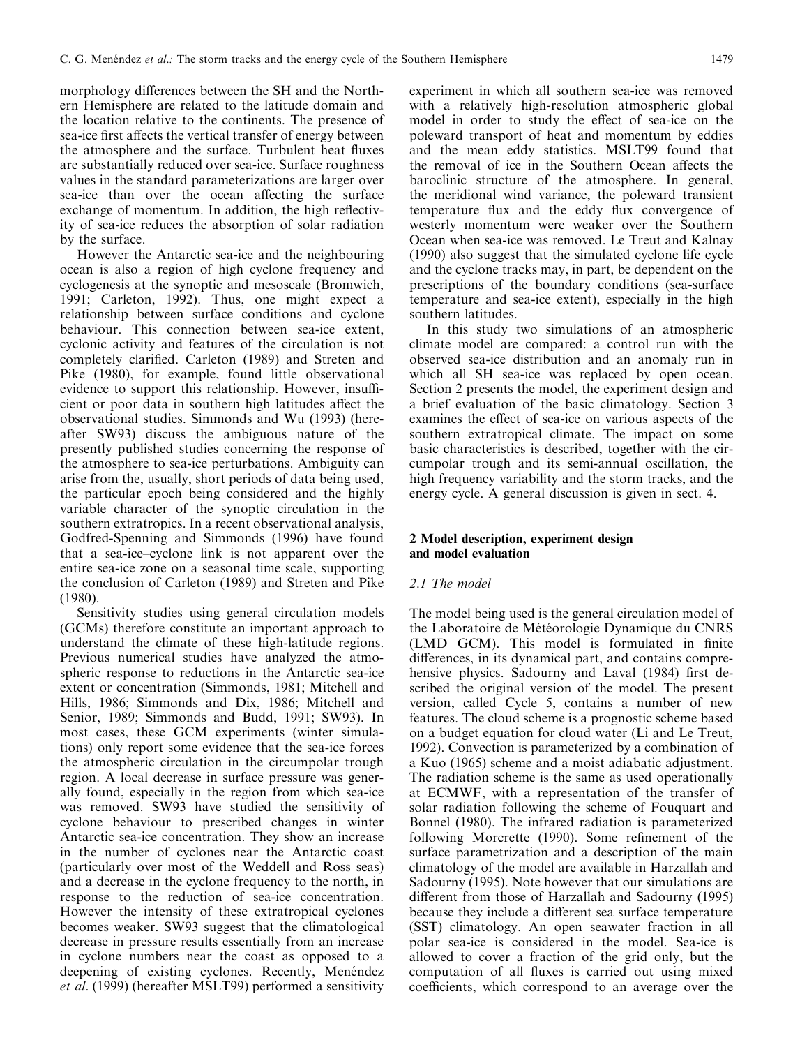morphology differences between the SH and the Northern Hemisphere are related to the latitude domain and the location relative to the continents. The presence of sea-ice first affects the vertical transfer of energy between the atmosphere and the surface. Turbulent heat fluxes are substantially reduced over sea-ice. Surface roughness values in the standard parameterizations are larger over sea-ice than over the ocean affecting the surface exchange of momentum. In addition, the high reflectivity of sea-ice reduces the absorption of solar radiation by the surface.

However the Antarctic sea-ice and the neighbouring ocean is also a region of high cyclone frequency and cyclogenesis at the synoptic and mesoscale (Bromwich, 1991; Carleton, 1992). Thus, one might expect a relationship between surface conditions and cyclone behaviour. This connection between sea-ice extent, cyclonic activity and features of the circulation is not completely clarified. Carleton (1989) and Streten and Pike (1980), for example, found little observational evidence to support this relationship. However, insufficient or poor data in southern high latitudes affect the observational studies. Simmonds and Wu (1993) (hereafter SW93) discuss the ambiguous nature of the presently published studies concerning the response of the atmosphere to sea-ice perturbations. Ambiguity can arise from the, usually, short periods of data being used, the particular epoch being considered and the highly variable character of the synoptic circulation in the southern extratropics. In a recent observational analysis, Godfred-Spenning and Simmonds (1996) have found that a sea-ice–cyclone link is not apparent over the entire sea-ice zone on a seasonal time scale, supporting the conclusion of Carleton (1989) and Streten and Pike (1980).

Sensitivity studies using general circulation models (GCMs) therefore constitute an important approach to understand the climate of these high-latitude regions. Previous numerical studies have analyzed the atmospheric response to reductions in the Antarctic sea-ice extent or concentration (Simmonds, 1981; Mitchell and Hills, 1986; Simmonds and Dix, 1986; Mitchell and Senior, 1989; Simmonds and Budd, 1991; SW93). In most cases, these GCM experiments (winter simulations) only report some evidence that the sea-ice forces the atmospheric circulation in the circumpolar trough region. A local decrease in surface pressure was generally found, especially in the region from which sea-ice was removed. SW93 have studied the sensitivity of cyclone behaviour to prescribed changes in winter Antarctic sea-ice concentration. They show an increase in the number of cyclones near the Antarctic coast (particularly over most of the Weddell and Ross seas) and a decrease in the cyclone frequency to the north, in response to the reduction of sea-ice concentration. However the intensity of these extratropical cyclones becomes weaker. SW93 suggest that the climatological decrease in pressure results essentially from an increase in cyclone numbers near the coast as opposed to a deepening of existing cyclones. Recently, Menéndez *et al*. (1999) (hereafter MSLT99) performed a sensitivity experiment in which all southern sea-ice was removed with a relatively high-resolution atmospheric global model in order to study the effect of sea-ice on the poleward transport of heat and momentum by eddies and the mean eddy statistics. MSLT99 found that the removal of ice in the Southern Ocean affects the baroclinic structure of the atmosphere. In general, the meridional wind variance, the poleward transient temperature flux and the eddy flux convergence of westerly momentum were weaker over the Southern Ocean when sea-ice was removed. Le Treut and Kalnay (1990) also suggest that the simulated cyclone life cycle and the cyclone tracks may, in part, be dependent on the prescriptions of the boundary conditions (sea-surface temperature and sea-ice extent), especially in the high southern latitudes.

In this study two simulations of an atmospheric climate model are compared: a control run with the observed sea-ice distribution and an anomaly run in which all SH sea-ice was replaced by open ocean. Section 2 presents the model, the experiment design and a brief evaluation of the basic climatology. Section 3 examines the effect of sea-ice on various aspects of the southern extratropical climate. The impact on some basic characteristics is described, together with the circumpolar trough and its semi-annual oscillation, the high frequency variability and the storm tracks, and the energy cycle. A general discussion is given in sect. 4.

## 2 Model description, experiment design and model evaluation

### 2.1 The model

The model being used is the general circulation model of the Laboratoire de Météorologie Dynamique du CNRS (LMD GCM). This model is formulated in finite differences, in its dynamical part, and contains comprehensive physics. Sadourny and Laval (1984) first described the original version of the model. The present version, called Cycle 5, contains a number of new features. The cloud scheme is a prognostic scheme based on a budget equation for cloud water (Li and Le Treut, 1992). Convection is parameterized by a combination of a Kuo (1965) scheme and a moist adiabatic adjustment. The radiation scheme is the same as used operationally at ECMWF, with a representation of the transfer of solar radiation following the scheme of Fouquart and Bonnel (1980). The infrared radiation is parameterized following Morcrette (1990). Some refinement of the surface parametrization and a description of the main climatology of the model are available in Harzallah and Sadourny (1995). Note however that our simulations are different from those of Harzallah and Sadourny (1995) because they include a different sea surface temperature (SST) climatology. An open seawater fraction in all polar sea-ice is considered in the model. Sea-ice is allowed to cover a fraction of the grid only, but the computation of all fluxes is carried out using mixed coefficients, which correspond to an average over the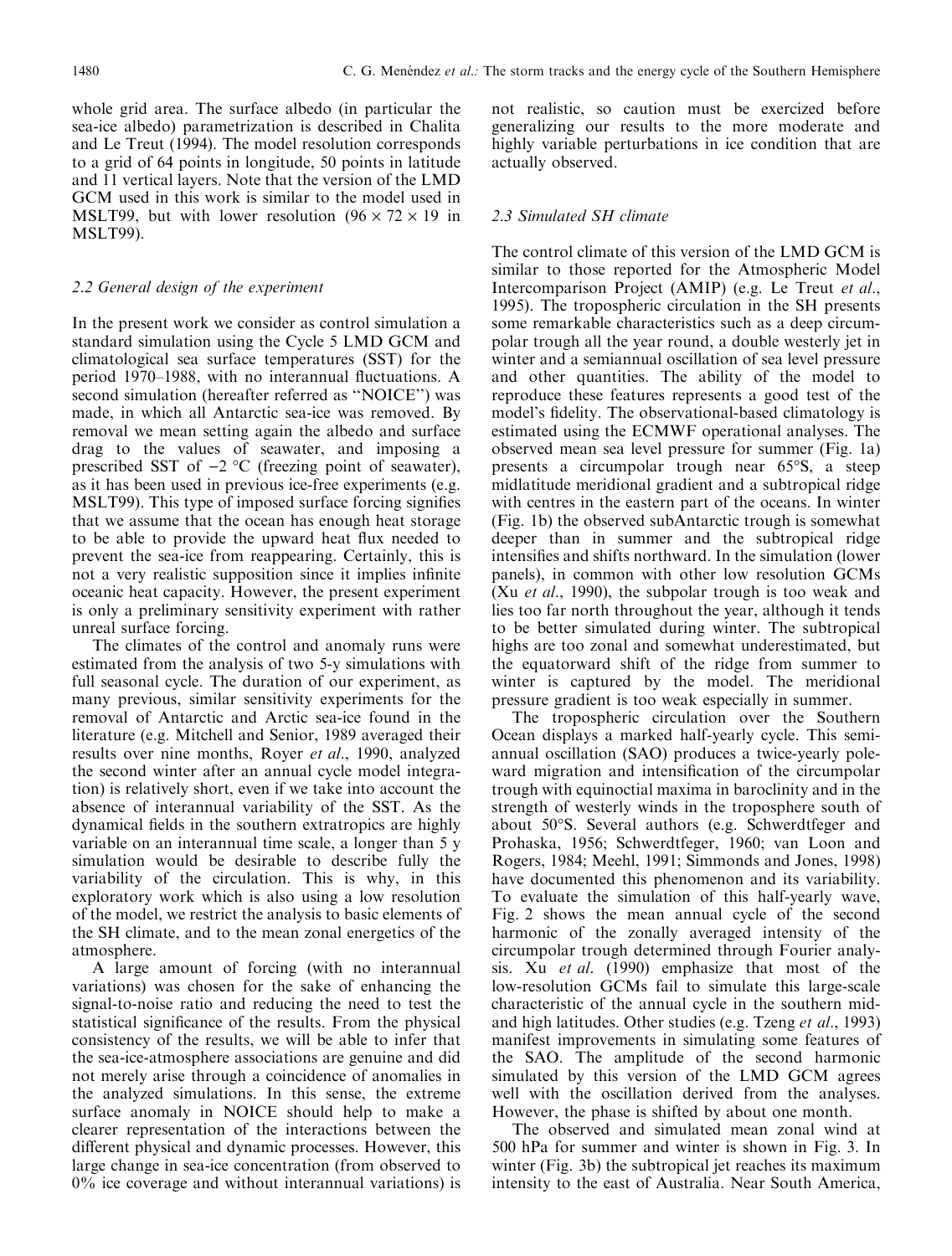whole grid area. The surface albedo (in particular the sea-ice albedo) parametrization is described in Chalita and Le Treut (1994). The model resolution corresponds to a grid of 64 points in longitude, 50 points in latitude and 11 vertical layers. Note that the version of the LMD GCM used in this work is similar to the model used in MSLT99, but with lower resolution ($96 \times 72 \times 19$ in MSLT99).

### 2.2 General design of the experiment

In the present work we consider as control simulation a standard simulation using the Cycle 5 LMD GCM and climatological sea surface temperatures (SST) for the period 1970–1988, with no interannual fluctuations. A second simulation (hereafter referred as "NOICE") was made, in which all Antarctic sea-ice was removed. By removal we mean setting again the albedo and surface drag to the values of seawater, and imposing a prescribed SST of −2 °C (freezing point of seawater), as it has been used in previous ice-free experiments (e.g. MSLT99). This type of imposed surface forcing signifies that we assume that the ocean has enough heat storage to be able to provide the upward heat flux needed to prevent the sea-ice from reappearing. Certainly, this is not a very realistic supposition since it implies infinite oceanic heat capacity. However, the present experiment is only a preliminary sensitivity experiment with rather unreal surface forcing.

The climates of the control and anomaly runs were estimated from the analysis of two 5-y simulations with full seasonal cycle. The duration of our experiment, as many previous, similar sensitivity experiments for the removal of Antarctic and Arctic sea-ice found in the literature (e.g. Mitchell and Senior, 1989 averaged their results over nine months, Royer *et al*., 1990, analyzed the second winter after an annual cycle model integration) is relatively short, even if we take into account the absence of interannual variability of the SST. As the dynamical fields in the southern extratropics are highly variable on an interannual time scale, a longer than 5 y simulation would be desirable to describe fully the variability of the circulation. This is why, in this exploratory work which is also using a low resolution of the model, we restrict the analysis to basic elements of the SH climate, and to the mean zonal energetics of the atmosphere.

A large amount of forcing (with no interannual variations) was chosen for the sake of enhancing the signal-to-noise ratio and reducing the need to test the statistical significance of the results. From the physical consistency of the results, we will be able to infer that the sea-ice-atmosphere associations are genuine and did not merely arise through a coincidence of anomalies in the analyzed simulations. In this sense, the extreme surface anomaly in NOICE should help to make a clearer representation of the interactions between the different physical and dynamic processes. However, this large change in sea-ice concentration (from observed to 0% ice coverage and without interannual variations) is not realistic, so caution must be exercized before generalizing our results to the more moderate and highly variable perturbations in ice condition that are actually observed.

### 2.3 Simulated SH climate

The control climate of this version of the LMD GCM is similar to those reported for the Atmospheric Model Intercomparison Project (AMIP) (e.g. Le Treut *et al*., 1995). The tropospheric circulation in the SH presents some remarkable characteristics such as a deep circumpolar trough all the year round, a double westerly jet in winter and a semiannual oscillation of sea level pressure and other quantities. The ability of the model to reproduce these features represents a good test of the model's fidelity. The observational-based climatology is estimated using the ECMWF operational analyses. The observed mean sea level pressure for summer (Fig. 1a) presents a circumpolar trough near 65°S, a steep midlatitude meridional gradient and a subtropical ridge with centres in the eastern part of the oceans. In winter (Fig. 1b) the observed subAntarctic trough is somewhat deeper than in summer and the subtropical ridge intensifies and shifts northward. In the simulation (lower panels), in common with other low resolution GCMs (Xu *et al*., 1990), the subpolar trough is too weak and lies too far north throughout the year, although it tends to be better simulated during winter. The subtropical highs are too zonal and somewhat underestimated, but the equatorward shift of the ridge from summer to winter is captured by the model. The meridional pressure gradient is too weak especially in summer.

The tropospheric circulation over the Southern Ocean displays a marked half-yearly cycle. This semiannual oscillation (SAO) produces a twice-yearly poleward migration and intensification of the circumpolar trough with equinoctial maxima in baroclinity and in the strength of westerly winds in the troposphere south of about 50°S. Several authors (e.g. Schwerdtfeger and Prohaska, 1956; Schwerdtfeger, 1960; van Loon and Rogers, 1984; Meehl, 1991; Simmonds and Jones, 1998) have documented this phenomenon and its variability. To evaluate the simulation of this half-yearly wave, Fig. 2 shows the mean annual cycle of the second harmonic of the zonally averaged intensity of the circumpolar trough determined through Fourier analysis. Xu *et al*. (1990) emphasize that most of the low-resolution GCMs fail to simulate this large-scale characteristic of the annual cycle in the southern mid- and high latitudes. Other studies (e.g. Tzeng *et al*., 1993) manifest improvements in simulating some features of the SAO. The amplitude of the second harmonic simulated by this version of the LMD GCM agrees well with the oscillation derived from the analyses. However, the phase is shifted by about one month.

The observed and simulated mean zonal wind at 500 hPa for summer and winter is shown in Fig. 3. In winter (Fig. 3b) the subtropical jet reaches its maximum intensity to the east of Australia. Near South America,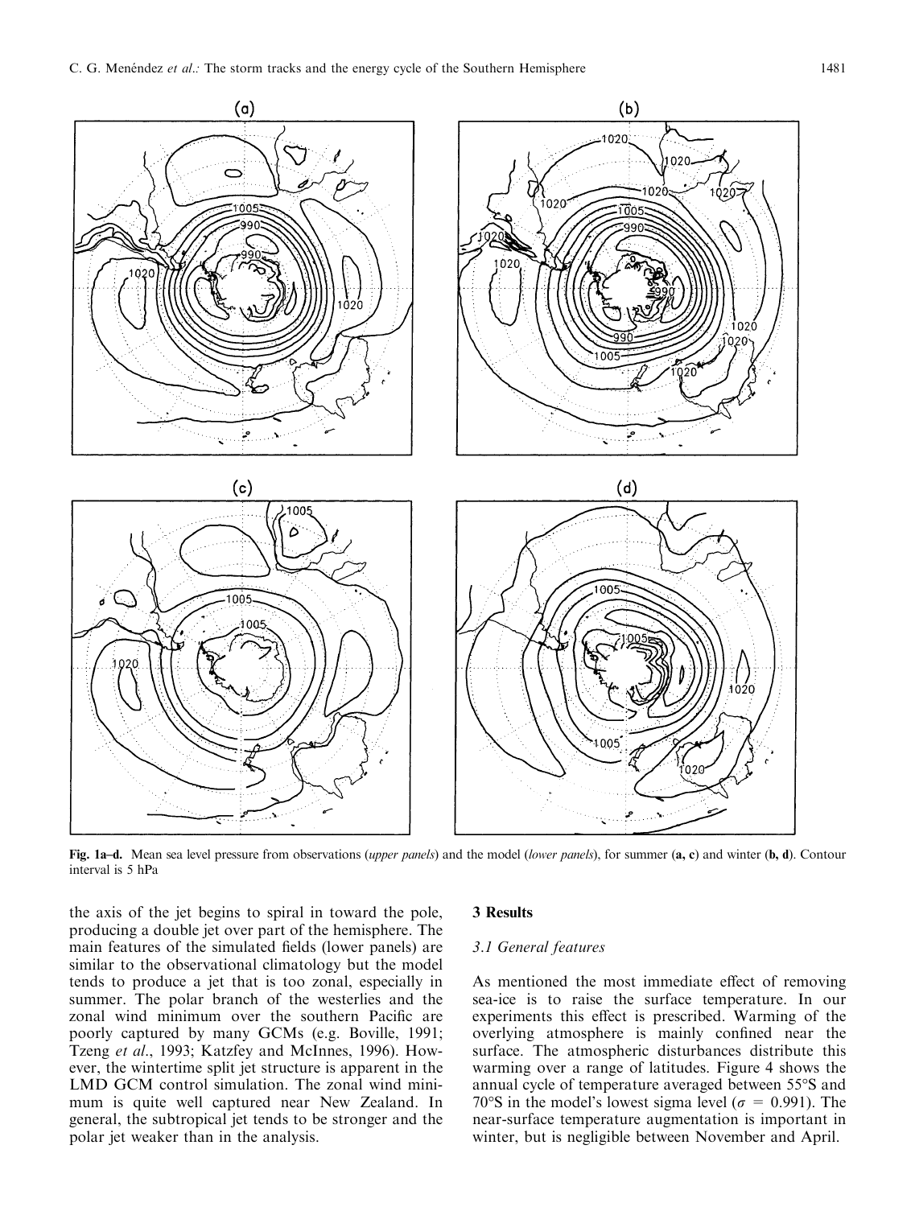Fig. 1a–d. Mean sea level pressure from observations (*upper panels*) and the model (*lower panels*), for summer (**a, c**) and winter (**b, d**). Contour interval is 5 hPa

the axis of the jet begins to spiral in toward the pole, producing a double jet over part of the hemisphere. The main features of the simulated fields (lower panels) are similar to the observational climatology but the model tends to produce a jet that is too zonal, especially in summer. The polar branch of the westerlies and the zonal wind minimum over the southern Pacific are poorly captured by many GCMs (e.g. Boville, 1991; Tzeng *et al*., 1993; Katzfey and McInnes, 1996). However, the wintertime split jet structure is apparent in the LMD GCM control simulation. The zonal wind minimum is quite well captured near New Zealand. In general, the subtropical jet tends to be stronger and the polar jet weaker than in the analysis.

## 3 Results

### 3.1 General features

As mentioned the most immediate effect of removing sea-ice is to raise the surface temperature. In our experiments this effect is prescribed. Warming of the overlying atmosphere is mainly confined near the surface. The atmospheric disturbances distribute this warming over a range of latitudes. Figure 4 shows the annual cycle of temperature averaged between 55°S and 70°S in the model's lowest sigma level ($\sigma$ = 0.991). The near-surface temperature augmentation is important in winter, but is negligible between November and April.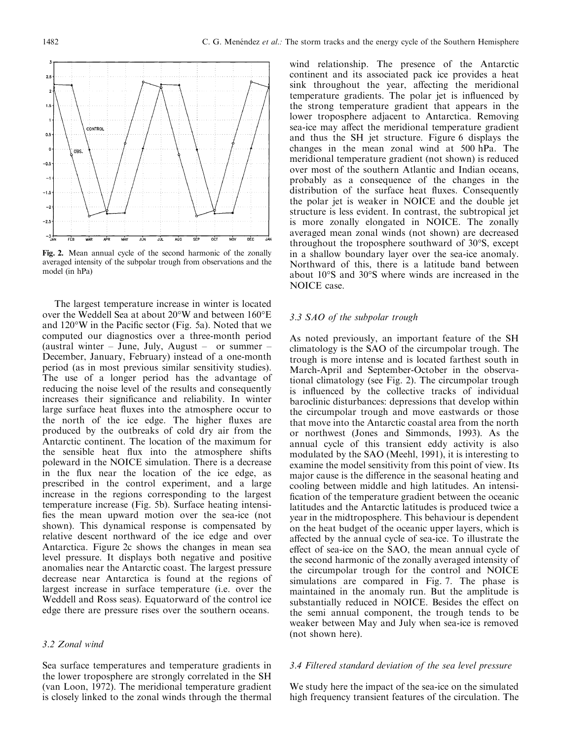Fig. 2. Mean annual cycle of the second harmonic of the zonally averaged intensity of the subpolar trough from observations and the model (in hPa)

The largest temperature increase in winter is located over the Weddell Sea at about 20°W and between 160°E and 120°W in the Pacific sector (Fig. 5a). Noted that we computed our diagnostics over a three-month period (austral winter – June, July, August – or summer – December, January, February) instead of a one-month period (as in most previous similar sensitivity studies). The use of a longer period has the advantage of reducing the noise level of the results and consequently increases their significance and reliability. In winter large surface heat fluxes into the atmosphere occur to the north of the ice edge. The higher fluxes are produced by the outbreaks of cold dry air from the Antarctic continent. The location of the maximum for the sensible heat flux into the atmosphere shifts poleward in the NOICE simulation. There is a decrease in the flux near the location of the ice edge, as prescribed in the control experiment, and a large increase in the regions corresponding to the largest temperature increase (Fig. 5b). Surface heating intensifies the mean upward motion over the sea-ice (not shown). This dynamical response is compensated by relative descent northward of the ice edge and over Antarctica. Figure 2c shows the changes in mean sea level pressure. It displays both negative and positive anomalies near the Antarctic coast. The largest pressure decrease near Antarctica is found at the regions of largest increase in surface temperature (i.e. over the Weddell and Ross seas). Equatorward of the control ice edge there are pressure rises over the southern oceans.

### 3.2 Zonal wind

Sea surface temperatures and temperature gradients in the lower troposphere are strongly correlated in the SH (van Loon, 1972). The meridional temperature gradient is closely linked to the zonal winds through the thermal wind relationship. The presence of the Antarctic continent and its associated pack ice provides a heat sink throughout the year, affecting the meridional temperature gradients. The polar jet is influenced by the strong temperature gradient that appears in the lower troposphere adjacent to Antarctica. Removing sea-ice may affect the meridional temperature gradient and thus the SH jet structure. Figure 6 displays the changes in the mean zonal wind at 500 hPa. The meridional temperature gradient (not shown) is reduced over most of the southern Atlantic and Indian oceans, probably as a consequence of the changes in the distribution of the surface heat fluxes. Consequently the polar jet is weaker in NOICE and the double jet structure is less evident. In contrast, the subtropical jet is more zonally elongated in NOICE. The zonally averaged mean zonal winds (not shown) are decreased throughout the troposphere southward of 30°S, except in a shallow boundary layer over the sea-ice anomaly. Northward of this, there is a latitude band between about 10°S and 30°S where winds are increased in the NOICE case.

### 3.3 SAO of the subpolar trough

As noted previously, an important feature of the SH climatology is the SAO of the circumpolar trough. The trough is more intense and is located farthest south in March-April and September-October in the observational climatology (see Fig. 2). The circumpolar trough is influenced by the collective tracks of individual baroclinic disturbances: depressions that develop within the circumpolar trough and move eastwards or those that move into the Antarctic coastal area from the north or northwest (Jones and Simmonds, 1993). As the annual cycle of this transient eddy activity is also modulated by the SAO (Meehl, 1991), it is interesting to examine the model sensitivity from this point of view. Its major cause is the difference in the seasonal heating and cooling between middle and high latitudes. An intensification of the temperature gradient between the oceanic latitudes and the Antarctic latitudes is produced twice a year in the midtroposphere. This behaviour is dependent on the heat budget of the oceanic upper layers, which is affected by the annual cycle of sea-ice. To illustrate the effect of sea-ice on the SAO, the mean annual cycle of the second harmonic of the zonally averaged intensity of the circumpolar trough for the control and NOICE simulations are compared in Fig. 7. The phase is maintained in the anomaly run. But the amplitude is substantially reduced in NOICE. Besides the effect on the semi annual component, the trough tends to be weaker between May and July when sea-ice is removed (not shown here).

### 3.4 Filtered standard deviation of the sea level pressure

We study here the impact of the sea-ice on the simulated high frequency transient features of the circulation. The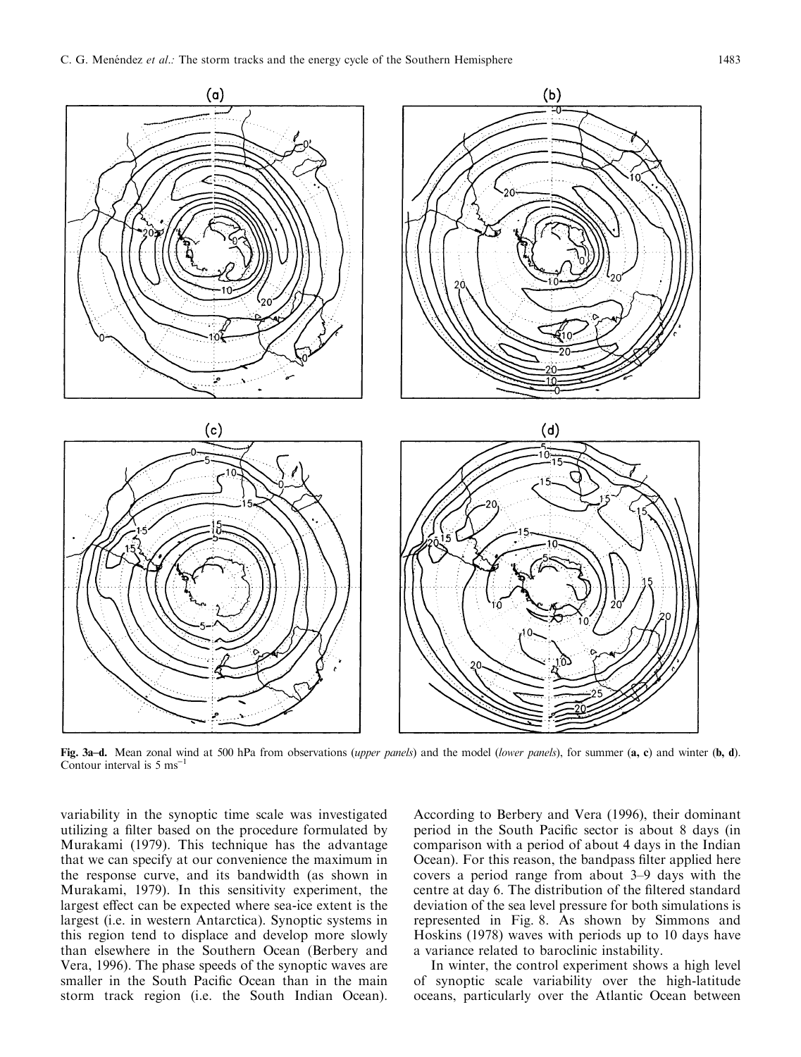**Fig. 3a–d.** Mean zonal wind at 500 hPa from observations (*upper panels*) and the model (*lower panels*), for summer (**a, c**) and winter (**b, d**). Contour interval is 5 ms$^{-1}$

variability in the synoptic time scale was investigated utilizing a filter based on the procedure formulated by Murakami (1979). This technique has the advantage that we can specify at our convenience the maximum in the response curve, and its bandwidth (as shown in Murakami, 1979). In this sensitivity experiment, the largest effect can be expected where sea-ice extent is the largest (i.e. in western Antarctica). Synoptic systems in this region tend to displace and develop more slowly than elsewhere in the Southern Ocean (Berbery and Vera, 1996). The phase speeds of the synoptic waves are smaller in the South Pacific Ocean than in the main storm track region (i.e. the South Indian Ocean). According to Berbery and Vera (1996), their dominant period in the South Pacific sector is about 8 days (in comparison with a period of about 4 days in the Indian Ocean). For this reason, the bandpass filter applied here covers a period range from about 3–9 days with the centre at day 6. The distribution of the filtered standard deviation of the sea level pressure for both simulations is represented in Fig. 8. As shown by Simmons and Hoskins (1978) waves with periods up to 10 days have a variance related to baroclinic instability.

In winter, the control experiment shows a high level of synoptic scale variability over the high-latitude oceans, particularly over the Atlantic Ocean between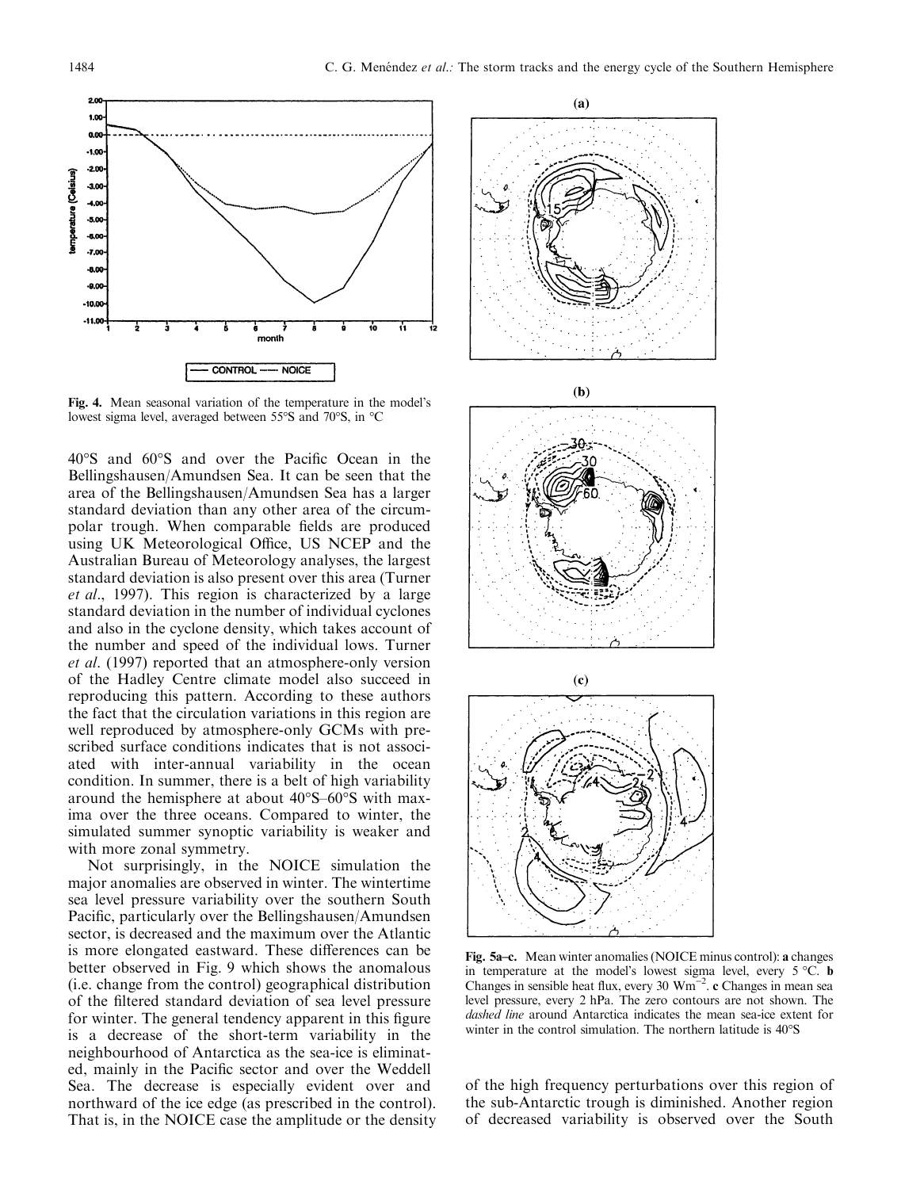Fig. 4. Mean seasonal variation of the temperature in the model's lowest sigma level, averaged between 55°S and 70°S, in °C

40°S and 60°S and over the Pacific Ocean in the Bellingshausen/Amundsen Sea. It can be seen that the area of the Bellingshausen/Amundsen Sea has a larger standard deviation than any other area of the circumpolar trough. When comparable fields are produced using UK Meteorological Office, US NCEP and the Australian Bureau of Meteorology analyses, the largest standard deviation is also present over this area (Turner *et al.*, 1997). This region is characterized by a large standard deviation in the number of individual cyclones and also in the cyclone density, which takes account of the number and speed of the individual lows. Turner *et al.* (1997) reported that an atmosphere-only version of the Hadley Centre climate model also succeed in reproducing this pattern. According to these authors the fact that the circulation variations in this region are well reproduced by atmosphere-only GCMs with prescribed surface conditions indicates that is not associated with inter-annual variability in the ocean condition. In summer, there is a belt of high variability around the hemisphere at about 40°S–60°S with maxima over the three oceans. Compared to winter, the simulated summer synoptic variability is weaker and with more zonal symmetry.

Not surprisingly, in the NOICE simulation the major anomalies are observed in winter. The wintertime sea level pressure variability over the southern South Pacific, particularly over the Bellingshausen/Amundsen sector, is decreased and the maximum over the Atlantic is more elongated eastward. These differences can be better observed in Fig. 9 which shows the anomalous (i.e. change from the control) geographical distribution of the filtered standard deviation of sea level pressure for winter. The general tendency apparent in this figure is a decrease of the short-term variability in the neighbourhood of Antarctica as the sea-ice is eliminated, mainly in the Pacific sector and over the Weddell Sea. The decrease is especially evident over and northward of the ice edge (as prescribed in the control). That is, in the NOICE case the amplitude or the density of the high frequency perturbations over this region of the sub-Antarctic trough is diminished. Another region of decreased variability is observed over the South

Fig. 5a–c. Mean winter anomalies (NOICE minus control): **a** changes in temperature at the model's lowest sigma level, every 5 °C. **b** Changes in sensible heat flux, every 30 $\mathrm{Wm^{-2}}$. **c** Changes in mean sea level pressure, every 2 hPa. The zero contours are not shown. The *dashed line* around Antarctica indicates the mean sea-ice extent for winter in the control simulation. The northern latitude is 40°S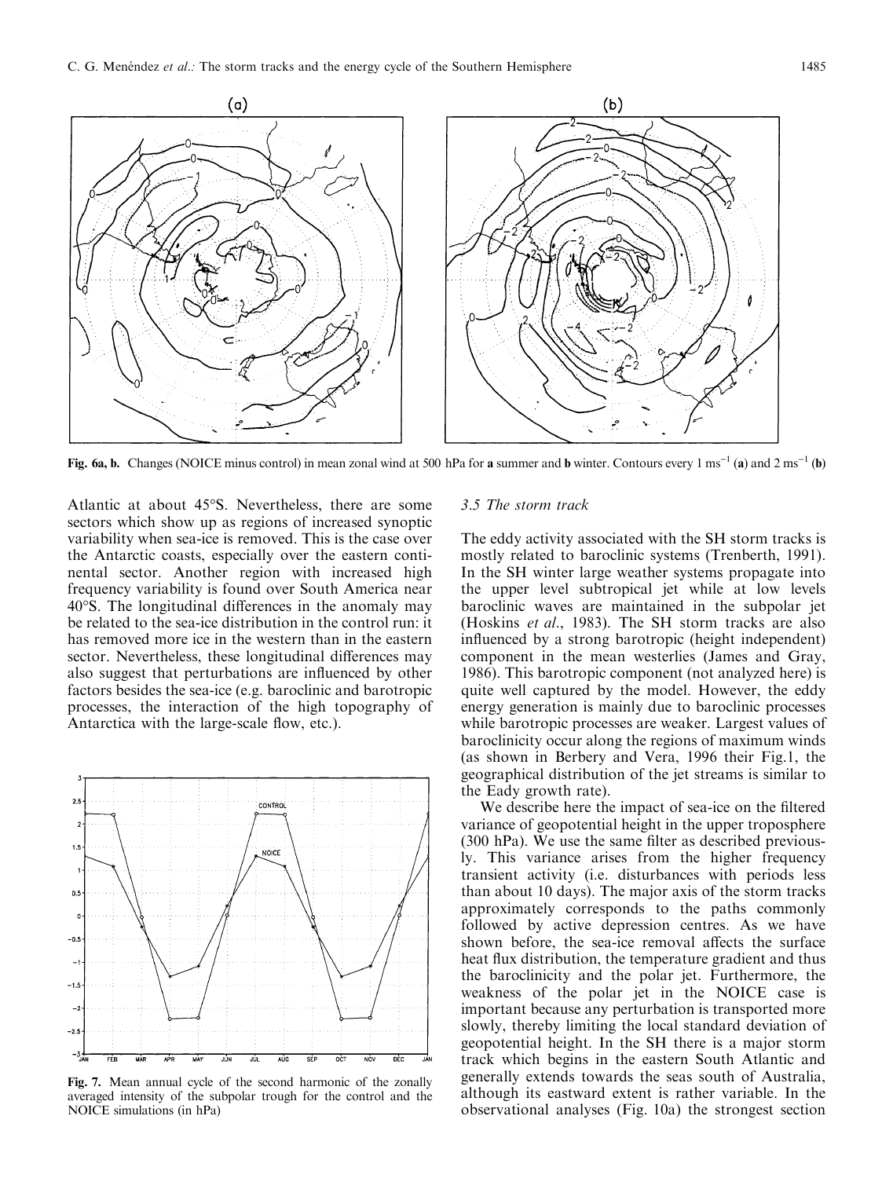Fig. 6a, b. Changes (NOICE minus control) in mean zonal wind at 500 hPa for **a** summer and **b** winter. Contours every 1 $ms^{-1}$ (**a**) and 2 $ms^{-1}$ (**b**)

Atlantic at about 45°S. Nevertheless, there are some sectors which show up as regions of increased synoptic variability when sea-ice is removed. This is the case over the Antarctic coasts, especially over the eastern continental sector. Another region with increased high frequency variability is found over South America near 40°S. The longitudinal differences in the anomaly may be related to the sea-ice distribution in the control run: it has removed more ice in the western than in the eastern sector. Nevertheless, these longitudinal differences may also suggest that perturbations are influenced by other factors besides the sea-ice (e.g. baroclinic and barotropic processes, the interaction of the high topography of Antarctica with the large-scale flow, etc.).

Fig. 7. Mean annual cycle of the second harmonic of the zonally averaged intensity of the subpolar trough for the control and the NOICE simulations (in hPa)

### 3.5 The storm track

The eddy activity associated with the SH storm tracks is mostly related to baroclinic systems (Trenberth, 1991). In the SH winter large weather systems propagate into the upper level subtropical jet while at low levels baroclinic waves are maintained in the subpolar jet (Hoskins *et al.*, 1983). The SH storm tracks are also influenced by a strong barotropic (height independent) component in the mean westerlies (James and Gray, 1986). This barotropic component (not analyzed here) is quite well captured by the model. However, the eddy energy generation is mainly due to baroclinic processes while barotropic processes are weaker. Largest values of baroclinicity occur along the regions of maximum winds (as shown in Berbery and Vera, 1996 their Fig.1, the geographical distribution of the jet streams is similar to the Eady growth rate).

We describe here the impact of sea-ice on the filtered variance of geopotential height in the upper troposphere (300 hPa). We use the same filter as described previously. This variance arises from the higher frequency transient activity (i.e. disturbances with periods less than about 10 days). The major axis of the storm tracks approximately corresponds to the paths commonly followed by active depression centres. As we have shown before, the sea-ice removal affects the surface heat flux distribution, the temperature gradient and thus the baroclinicity and the polar jet. Furthermore, the weakness of the polar jet in the NOICE case is important because any perturbation is transported more slowly, thereby limiting the local standard deviation of geopotential height. In the SH there is a major storm track which begins in the eastern South Atlantic and generally extends towards the seas south of Australia, although its eastward extent is rather variable. In the observational analyses (Fig. 10a) the strongest section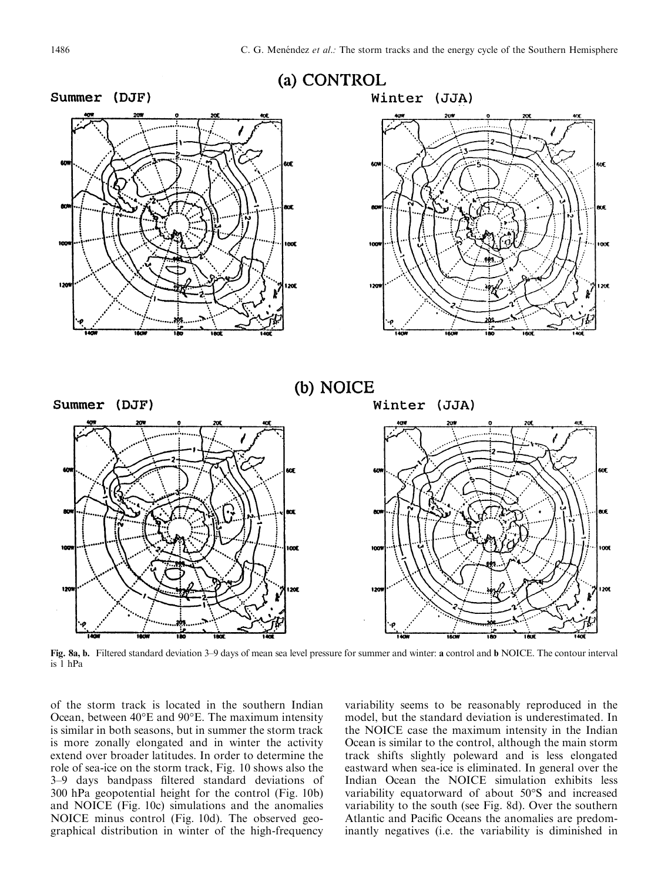**Fig. 8a, b.** Filtered standard deviation 3–9 days of mean sea level pressure for summer and winter: **a** control and **b** NOICE. The contour interval is 1 hPa

of the storm track is located in the southern Indian Ocean, between 40°E and 90°E. The maximum intensity is similar in both seasons, but in summer the storm track is more zonally elongated and in winter the activity extend over broader latitudes. In order to determine the role of sea-ice on the storm track, Fig. 10 shows also the 3–9 days bandpass filtered standard deviations of 300 hPa geopotential height for the control (Fig. 10b) and NOICE (Fig. 10c) simulations and the anomalies NOICE minus control (Fig. 10d). The observed geographical distribution in winter of the high-frequency variability seems to be reasonably reproduced in the model, but the standard deviation is underestimated. In the NOICE case the maximum intensity in the Indian Ocean is similar to the control, although the main storm track shifts slightly poleward and is less elongated eastward when sea-ice is eliminated. In general over the Indian Ocean the NOICE simulation exhibits less variability equatorward of about 50°S and increased variability to the south (see Fig. 8d). Over the southern Atlantic and Pacific Oceans the anomalies are predominantly negatives (i.e. the variability is diminished in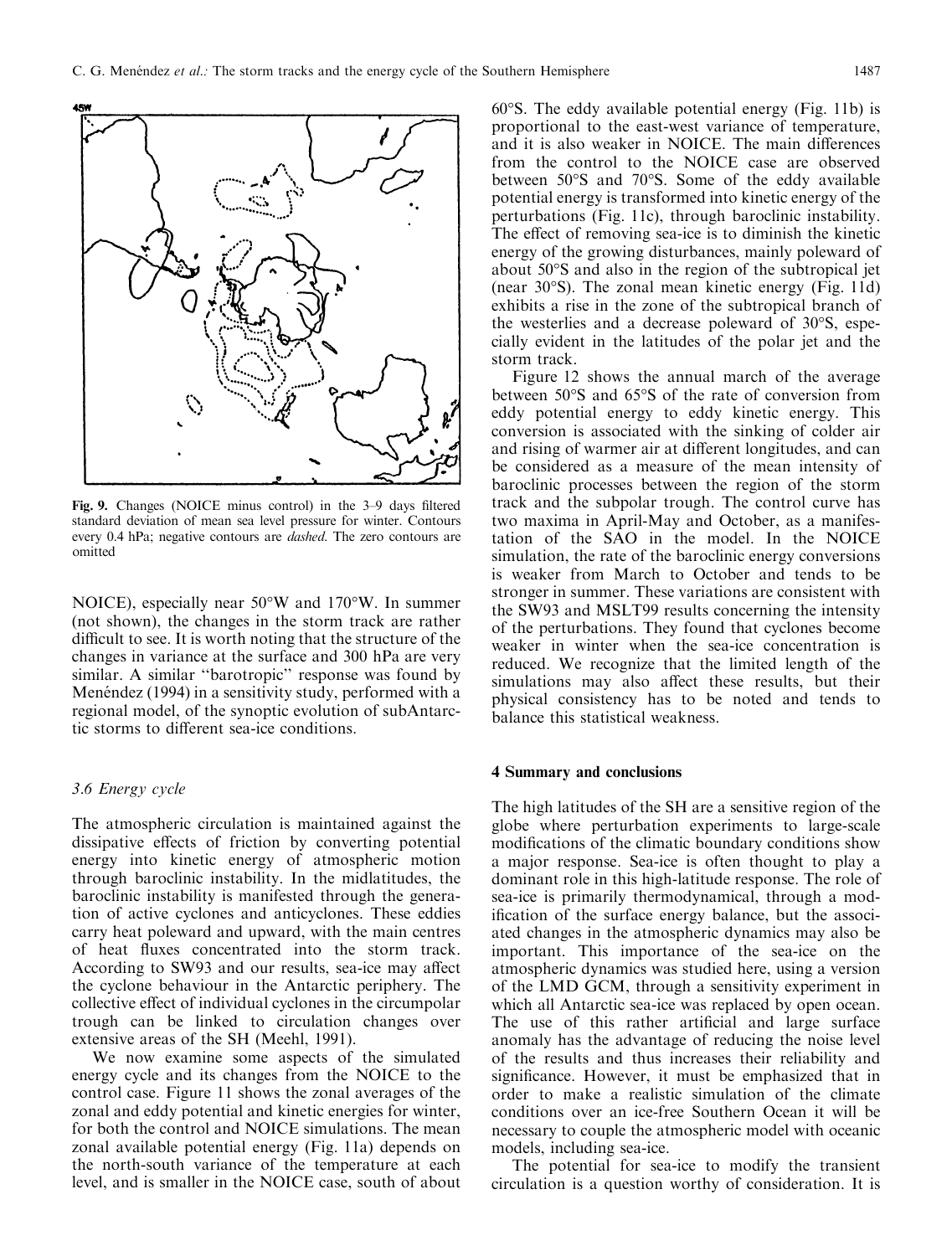**Fig. 9.** Changes (NOICE minus control) in the 3–9 days filtered standard deviation of mean sea level pressure for winter. Contours every 0.4 hPa; negative contours are *dashed*. The zero contours are omitted

NOICE), especially near 50°W and 170°W. In summer (not shown), the changes in the storm track are rather difficult to see. It is worth noting that the structure of the changes in variance at the surface and 300 hPa are very similar. A similar "barotropic" response was found by Menéndez (1994) in a sensitivity study, performed with a regional model, of the synoptic evolution of subAntarctic storms to different sea-ice conditions.

### 3.6 Energy cycle

The atmospheric circulation is maintained against the dissipative effects of friction by converting potential energy into kinetic energy of atmospheric motion through baroclinic instability. In the midlatitudes, the baroclinic instability is manifested through the generation of active cyclones and anticyclones. These eddies carry heat poleward and upward, with the main centres of heat fluxes concentrated into the storm track. According to SW93 and our results, sea-ice may affect the cyclone behaviour in the Antarctic periphery. The collective effect of individual cyclones in the circumpolar trough can be linked to circulation changes over extensive areas of the SH (Meehl, 1991).

We now examine some aspects of the simulated energy cycle and its changes from the NOICE to the control case. Figure 11 shows the zonal averages of the zonal and eddy potential and kinetic energies for winter, for both the control and NOICE simulations. The mean zonal available potential energy (Fig. 11a) depends on the north-south variance of the temperature at each level, and is smaller in the NOICE case, south of about 60°S. The eddy available potential energy (Fig. 11b) is proportional to the east-west variance of temperature, and it is also weaker in NOICE. The main differences from the control to the NOICE case are observed between 50°S and 70°S. Some of the eddy available potential energy is transformed into kinetic energy of the perturbations (Fig. 11c), through baroclinic instability. The effect of removing sea-ice is to diminish the kinetic energy of the growing disturbances, mainly poleward of about 50°S and also in the region of the subtropical jet (near 30°S). The zonal mean kinetic energy (Fig. 11d) exhibits a rise in the zone of the subtropical branch of the westerlies and a decrease poleward of 30°S, especially evident in the latitudes of the polar jet and the storm track.

Figure 12 shows the annual march of the average between 50°S and 65°S of the rate of conversion from eddy potential energy to eddy kinetic energy. This conversion is associated with the sinking of colder air and rising of warmer air at different longitudes, and can be considered as a measure of the mean intensity of baroclinic processes between the region of the storm track and the subpolar trough. The control curve has two maxima in April-May and October, as a manifestation of the SAO in the model. In the NOICE simulation, the rate of the baroclinic energy conversions is weaker from March to October and tends to be stronger in summer. These variations are consistent with the SW93 and MSLT99 results concerning the intensity of the perturbations. They found that cyclones become weaker in winter when the sea-ice concentration is reduced. We recognize that the limited length of the simulations may also affect these results, but their physical consistency has to be noted and tends to balance this statistical weakness.

## 4 Summary and conclusions

The high latitudes of the SH are a sensitive region of the globe where perturbation experiments to large-scale modifications of the climatic boundary conditions show a major response. Sea-ice is often thought to play a dominant role in this high-latitude response. The role of sea-ice is primarily thermodynamical, through a modification of the surface energy balance, but the associated changes in the atmospheric dynamics may also be important. This importance of the sea-ice on the atmospheric dynamics was studied here, using a version of the LMD GCM, through a sensitivity experiment in which all Antarctic sea-ice was replaced by open ocean. The use of this rather artificial and large surface anomaly has the advantage of reducing the noise level of the results and thus increases their reliability and significance. However, it must be emphasized that in order to make a realistic simulation of the climate conditions over an ice-free Southern Ocean it will be necessary to couple the atmospheric model with oceanic models, including sea-ice.

The potential for sea-ice to modify the transient circulation is a question worthy of consideration. It is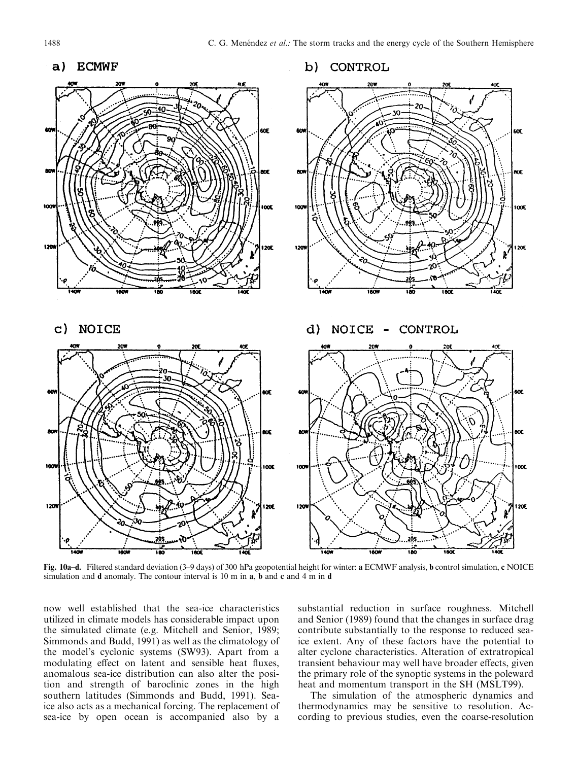Fig. 10a–d. Filtered standard deviation (3–9 days) of 300 hPa geopotential height for winter: **a** ECMWF analysis, **b** control simulation, **c** NOICE simulation and **d** anomaly. The contour interval is 10 m in **a**, **b** and **c** and 4 m in **d**

now well established that the sea-ice characteristics utilized in climate models has considerable impact upon the simulated climate (e.g. Mitchell and Senior, 1989; Simmonds and Budd, 1991) as well as the climatology of the model's cyclonic systems (SW93). Apart from a modulating effect on latent and sensible heat fluxes, anomalous sea-ice distribution can also alter the position and strength of baroclinic zones in the high southern latitudes (Simmonds and Budd, 1991). Sea-ice also acts as a mechanical forcing. The replacement of sea-ice by open ocean is accompanied also by a substantial reduction in surface roughness. Mitchell and Senior (1989) found that the changes in surface drag contribute substantially to the response to reduced sea-ice extent. Any of these factors have the potential to alter cyclone characteristics. Alteration of extratropical transient behaviour may well have broader effects, given the primary role of the synoptic systems in the poleward heat and momentum transport in the SH (MSLT99).

The simulation of the atmospheric dynamics and thermodynamics may be sensitive to resolution. According to previous studies, even the coarse-resolution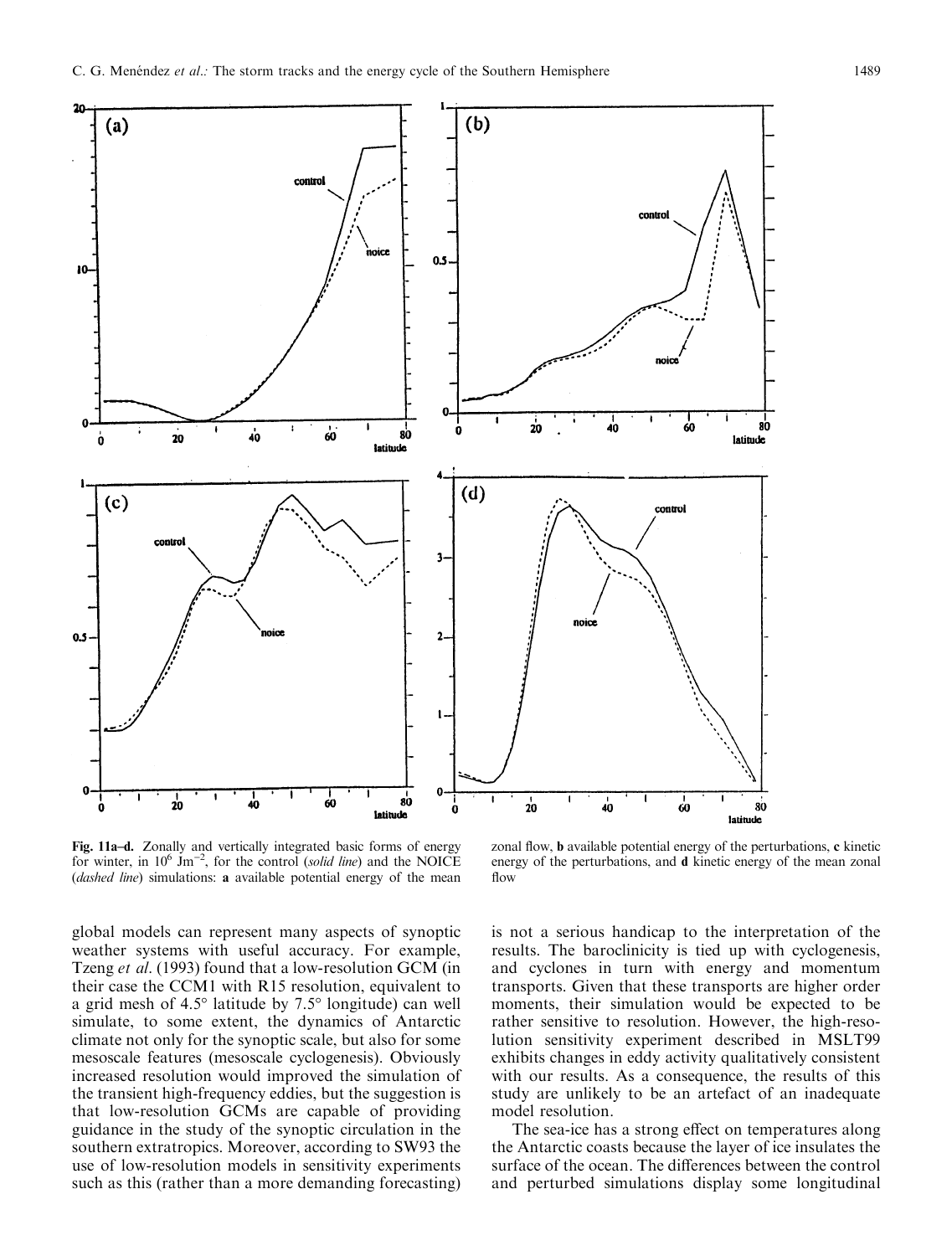Fig. 11a–d. Zonally and vertically integrated basic forms of energy for winter, in $10^6$ Jm$^{-2}$, for the control (*solid line*) and the NOICE (*dashed line*) simulations: **a** available potential energy of the mean zonal flow, **b** available potential energy of the perturbations, **c** kinetic energy of the perturbations, and **d** kinetic energy of the mean zonal flow

global models can represent many aspects of synoptic weather systems with useful accuracy. For example, Tzeng *et al*. (1993) found that a low-resolution GCM (in their case the CCM1 with R15 resolution, equivalent to a grid mesh of 4.5° latitude by 7.5° longitude) can well simulate, to some extent, the dynamics of Antarctic climate not only for the synoptic scale, but also for some mesoscale features (mesoscale cyclogenesis). Obviously increased resolution would improved the simulation of the transient high-frequency eddies, but the suggestion is that low-resolution GCMs are capable of providing guidance in the study of the synoptic circulation in the southern extratropics. Moreover, according to SW93 the use of low-resolution models in sensitivity experiments such as this (rather than a more demanding forecasting) is not a serious handicap to the interpretation of the results. The baroclinicity is tied up with cyclogenesis, and cyclones in turn with energy and momentum transports. Given that these transports are higher order moments, their simulation would be expected to be rather sensitive to resolution. However, the high-resolution sensitivity experiment described in MSLT99 exhibits changes in eddy activity qualitatively consistent with our results. As a consequence, the results of this study are unlikely to be an artefact of an inadequate model resolution.

The sea-ice has a strong effect on temperatures along the Antarctic coasts because the layer of ice insulates the surface of the ocean. The differences between the control and perturbed simulations display some longitudinal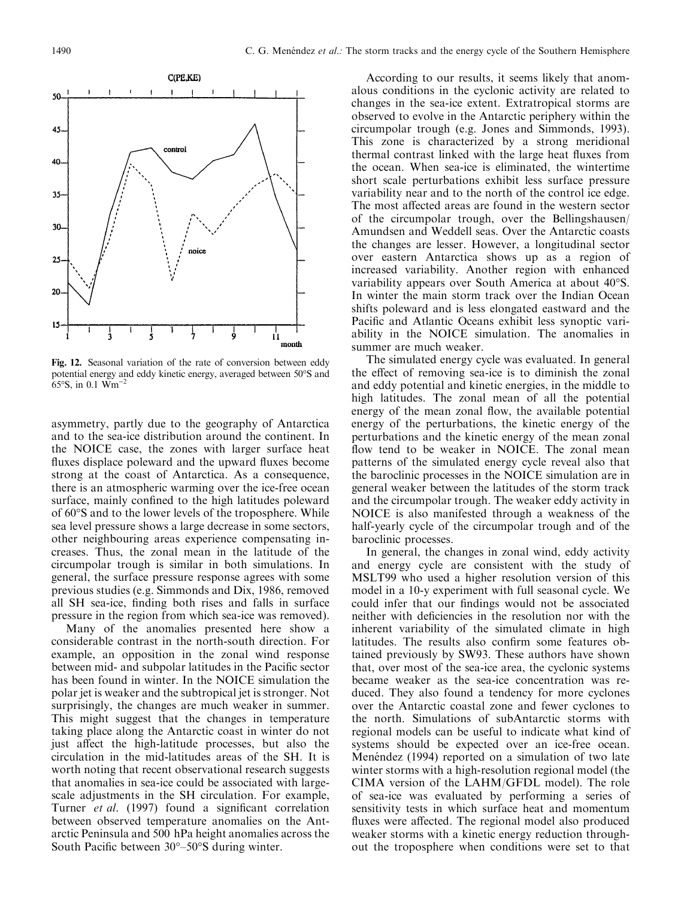Fig. 12. Seasonal variation of the rate of conversion between eddy potential energy and eddy kinetic energy, averaged between 50°S and 65°S, in 0.1 $\text{Wm}^{-2}$

asymmetry, partly due to the geography of Antarctica and to the sea-ice distribution around the continent. In the NOICE case, the zones with larger surface heat fluxes displace poleward and the upward fluxes become strong at the coast of Antarctica. As a consequence, there is an atmospheric warming over the ice-free ocean surface, mainly confined to the high latitudes poleward of 60°S and to the lower levels of the troposphere. While sea level pressure shows a large decrease in some sectors, other neighbouring areas experience compensating increases. Thus, the zonal mean in the latitude of the circumpolar trough is similar in both simulations. In general, the surface pressure response agrees with some previous studies (e.g. Simmonds and Dix, 1986, removed all SH sea-ice, finding both rises and falls in surface pressure in the region from which sea-ice was removed).

Many of the anomalies presented here show a considerable contrast in the north-south direction. For example, an opposition in the zonal wind response between mid- and subpolar latitudes in the Pacific sector has been found in winter. In the NOICE simulation the polar jet is weaker and the subtropical jet is stronger. Not surprisingly, the changes are much weaker in summer. This might suggest that the changes in temperature taking place along the Antarctic coast in winter do not just affect the high-latitude processes, but also the circulation in the mid-latitudes areas of the SH. It is worth noting that recent observational research suggests that anomalies in sea-ice could be associated with large-scale adjustments in the SH circulation. For example, Turner *et al*. (1997) found a significant correlation between observed temperature anomalies on the Antarctic Peninsula and 500 hPa height anomalies across the South Pacific between 30°–50°S during winter.

According to our results, it seems likely that anomalous conditions in the cyclonic activity are related to changes in the sea-ice extent. Extratropical storms are observed to evolve in the Antarctic periphery within the circumpolar trough (e.g. Jones and Simmonds, 1993). This zone is characterized by a strong meridional thermal contrast linked with the large heat fluxes from the ocean. When sea-ice is eliminated, the wintertime short scale perturbations exhibit less surface pressure variability near and to the north of the control ice edge. The most affected areas are found in the western sector of the circumpolar trough, over the Bellingshausen/Amundsen and Weddell seas. Over the Antarctic coasts the changes are lesser. However, a longitudinal sector over eastern Antarctica shows up as a region of increased variability. Another region with enhanced variability appears over South America at about 40°S. In winter the main storm track over the Indian Ocean shifts poleward and is less elongated eastward and the Pacific and Atlantic Oceans exhibit less synoptic variability in the NOICE simulation. The anomalies in summer are much weaker.

The simulated energy cycle was evaluated. In general the effect of removing sea-ice is to diminish the zonal and eddy potential and kinetic energies, in the middle to high latitudes. The zonal mean of all the potential energy of the mean zonal flow, the available potential energy of the perturbations, the kinetic energy of the perturbations and the kinetic energy of the mean zonal flow tend to be weaker in NOICE. The zonal mean patterns of the simulated energy cycle reveal also that the baroclinic processes in the NOICE simulation are in general weaker between the latitudes of the storm track and the circumpolar trough. The weaker eddy activity in NOICE is also manifested through a weakness of the half-yearly cycle of the circumpolar trough and of the baroclinic processes.

In general, the changes in zonal wind, eddy activity and energy cycle are consistent with the study of MSLT99 who used a higher resolution version of this model in a 10-y experiment with full seasonal cycle. We could infer that our findings would not be associated neither with deficiencies in the resolution nor with the inherent variability of the simulated climate in high latitudes. The results also confirm some features obtained previously by SW93. These authors have shown that, over most of the sea-ice area, the cyclonic systems became weaker as the sea-ice concentration was reduced. They also found a tendency for more cyclones over the Antarctic coastal zone and fewer cyclones to the north. Simulations of subAntarctic storms with regional models can be useful to indicate what kind of systems should be expected over an ice-free ocean. Menéndez (1994) reported on a simulation of two late winter storms with a high-resolution regional model (the CIMA version of the LAHM/GFDL model). The role of sea-ice was evaluated by performing a series of sensitivity tests in which surface heat and momentum fluxes were affected. The regional model also produced weaker storms with a kinetic energy reduction throughout the troposphere when conditions were set to that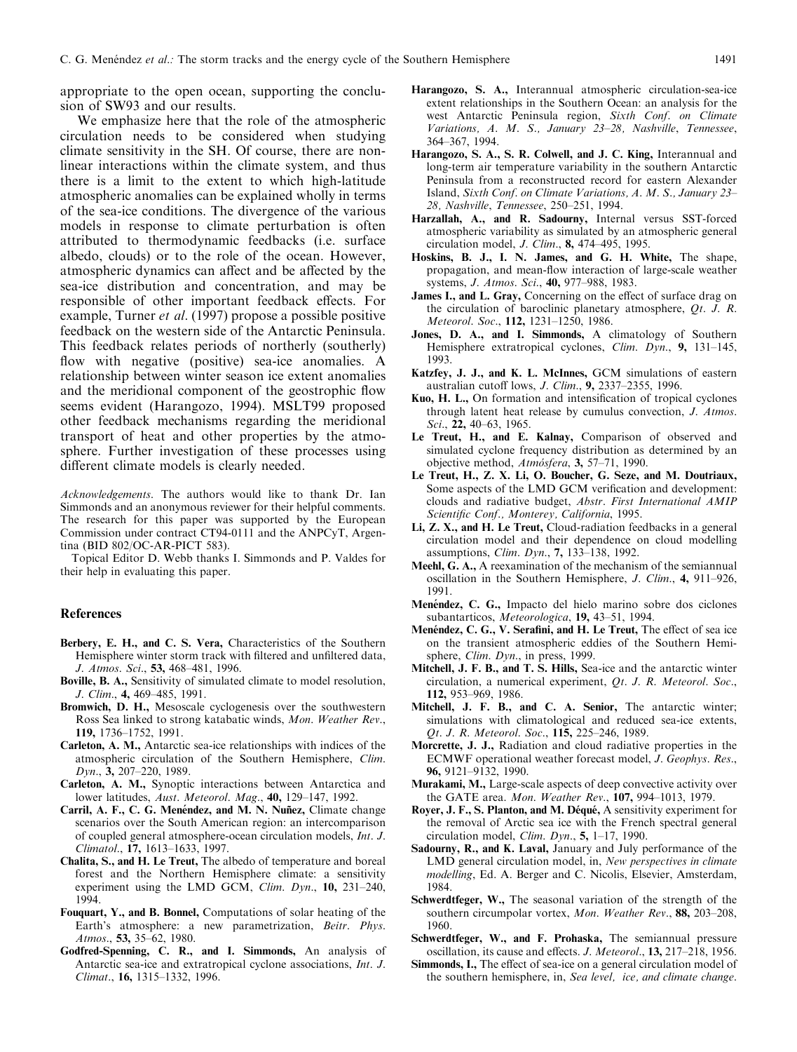appropriate to the open ocean, supporting the conclusion of SW93 and our results.

We emphasize here that the role of the atmospheric circulation needs to be considered when studying climate sensitivity in the SH. Of course, there are non-linear interactions within the climate system, and thus there is a limit to the extent to which high-latitude atmospheric anomalies can be explained wholly in terms of the sea-ice conditions. The divergence of the various models in response to climate perturbation is often attributed to thermodynamic feedbacks (i.e. surface albedo, clouds) or to the role of the ocean. However, atmospheric dynamics can affect and be affected by the sea-ice distribution and concentration, and may be responsible of other important feedback effects. For example, Turner *et al*. (1997) propose a possible positive feedback on the western side of the Antarctic Peninsula. This feedback relates periods of northerly (southerly) flow with negative (positive) sea-ice anomalies. A relationship between winter season ice extent anomalies and the meridional component of the geostrophic flow seems evident (Harangozo, 1994). MSLT99 proposed other feedback mechanisms regarding the meridional transport of heat and other properties by the atmosphere. Further investigation of these processes using different climate models is clearly needed.

*Acknowledgements*. The authors would like to thank Dr. Ian Simmonds and an anonymous reviewer for their helpful comments. The research for this paper was supported by the European Commission under contract CT94-0111 and the ANPCyT, Argentina (BID 802/OC-AR-PICT 583).

Topical Editor D. Webb thanks I. Simmonds and P. Valdes for their help in evaluating this paper.

## References

**Berbery, E. H., and C. S. Vera,** Characteristics of the Southern Hemisphere winter storm track with filtered and unfiltered data, *J. Atmos. Sci.*, **53,** 468–481, 1996.

**Boville, B. A.,** Sensitivity of simulated climate to model resolution, *J. Clim.*, **4,** 469–485, 1991.

**Bromwich, D. H.,** Mesoscale cyclogenesis over the southwestern Ross Sea linked to strong katabatic winds, *Mon. Weather Rev.*, **119,** 1736–1752, 1991.

**Carleton, A. M.,** Antarctic sea-ice relationships with indices of the atmospheric circulation of the Southern Hemisphere, *Clim. Dyn.*, **3,** 207–220, 1989.

**Carleton, A. M.,** Synoptic interactions between Antarctica and lower latitudes, *Aust. Meteorol. Mag.*, **40,** 129–147, 1992.

**Carril, A. F., C. G. Menéndez, and M. N. Nuñez,** Climate change scenarios over the South American region: an intercomparison of coupled general atmosphere-ocean circulation models, *Int. J. Climatol.*, **17,** 1613–1633, 1997.

**Chalita, S., and H. Le Treut,** The albedo of temperature and boreal forest and the Northern Hemisphere climate: a sensitivity experiment using the LMD GCM, *Clim. Dyn.*, **10,** 231–240, 1994.

**Fouquart, Y., and B. Bonnel,** Computations of solar heating of the Earth's atmosphere: a new parametrization, *Beitr. Phys. Atmos.*, **53,** 35–62, 1980.

**Godfred-Spenning, C. R., and I. Simmonds,** An analysis of Antarctic sea-ice and extratropical cyclone associations, *Int. J. Climat.*, **16,** 1315–1332, 1996.

**Harangozo, S. A.,** Interannual atmospheric circulation-sea-ice extent relationships in the Southern Ocean: an analysis for the west Antarctic Peninsula region, *Sixth Conf. on Climate Variations, A. M. S., January 23–28, Nashville, Tennessee*, 364–367, 1994.

**Harangozo, S. A., S. R. Colwell, and J. C. King,** Interannual and long-term air temperature variability in the southern Antarctic Peninsula from a reconstructed record for eastern Alexander Island, *Sixth Conf. on Climate Variations, A. M. S., January 23–28, Nashville, Tennessee*, 250–251, 1994.

**Harzallah, A., and R. Sadourny,** Internal versus SST-forced atmospheric variability as simulated by an atmospheric general circulation model, *J. Clim.*, **8,** 474–495, 1995.

**Hoskins, B. J., I. N. James, and G. H. White,** The shape, propagation, and mean-flow interaction of large-scale weather systems, *J. Atmos. Sci.*, **40,** 977–988, 1983.

**James I., and L. Gray,** Concerning on the effect of surface drag on the circulation of baroclinic planetary atmosphere, *Qt. J. R. Meteorol. Soc.*, **112,** 1231–1250, 1986.

**Jones, D. A., and I. Simmonds,** A climatology of Southern Hemisphere extratropical cyclones, *Clim. Dyn.*, **9,** 131–145, 1993.

**Katzfey, J. J., and K. L. McInnes,** GCM simulations of eastern australian cutoff lows, *J. Clim.*, **9,** 2337–2355, 1996.

**Kuo, H. L.,** On formation and intensification of tropical cyclones through latent heat release by cumulus convection, *J. Atmos. Sci.*, **22,** 40–63, 1965.

**Le Treut, H., and E. Kalnay,** Comparison of observed and simulated cyclone frequency distribution as determined by an objective method, *Atmósfera*, **3,** 57–71, 1990.

**Le Treut, H., Z. X. Li, O. Boucher, G. Seze, and M. Doutriaux,** Some aspects of the LMD GCM verification and development: clouds and radiative budget, *Abstr. First International AMIP Scientific Conf., Monterey, California*, 1995.

**Li, Z. X., and H. Le Treut,** Cloud-radiation feedbacks in a general circulation model and their dependence on cloud modelling assumptions, *Clim. Dyn.*, **7,** 133–138, 1992.

**Meehl, G. A.,** A reexamination of the mechanism of the semiannual oscillation in the Southern Hemisphere, *J. Clim.*, **4,** 911–926, 1991.

**Menéndez, C. G.,** Impacto del hielo marino sobre dos ciclones subantarticos, *Meteorologica*, **19,** 43–51, 1994.

**Menéndez, C. G., V. Serafini, and H. Le Treut,** The effect of sea ice on the transient atmospheric eddies of the Southern Hemisphere, *Clim. Dyn.*, in press, 1999.

**Mitchell, J. F. B., and T. S. Hills,** Sea-ice and the antarctic winter circulation, a numerical experiment, *Qt. J. R. Meteorol. Soc.*, **112,** 953–969, 1986.

**Mitchell, J. F. B., and C. A. Senior,** The antarctic winter; simulations with climatological and reduced sea-ice extents, *Qt. J. R. Meteorol. Soc.*, **115,** 225–246, 1989.

**Morcrette, J. J.,** Radiation and cloud radiative properties in the ECMWF operational weather forecast model, *J. Geophys. Res.*, **96,** 9121–9132, 1990.

**Murakami, M.,** Large-scale aspects of deep convective activity over the GATE area. *Mon. Weather Rev.*, **107,** 994–1013, 1979.

**Royer, J. F., S. Planton, and M. Déqué,** A sensitivity experiment for the removal of Arctic sea ice with the French spectral general circulation model, *Clim. Dyn.*, **5,** 1–17, 1990.

**Sadourny, R., and K. Laval,** January and July performance of the LMD general circulation model, in, *New perspectives in climate modelling*, Ed. A. Berger and C. Nicolis, Elsevier, Amsterdam, 1984.

**Schwerdtfeger, W.,** The seasonal variation of the strength of the southern circumpolar vortex, *Mon. Weather Rev.*, **88,** 203–208, 1960.

**Schwerdtfeger, W., and F. Prohaska,** The semiannual pressure oscillation, its cause and effects. *J. Meteorol.*, **13,** 217–218, 1956.

**Simmonds, I.,** The effect of sea-ice on a general circulation model of the southern hemisphere, in, *Sea level, ice, and climate change.*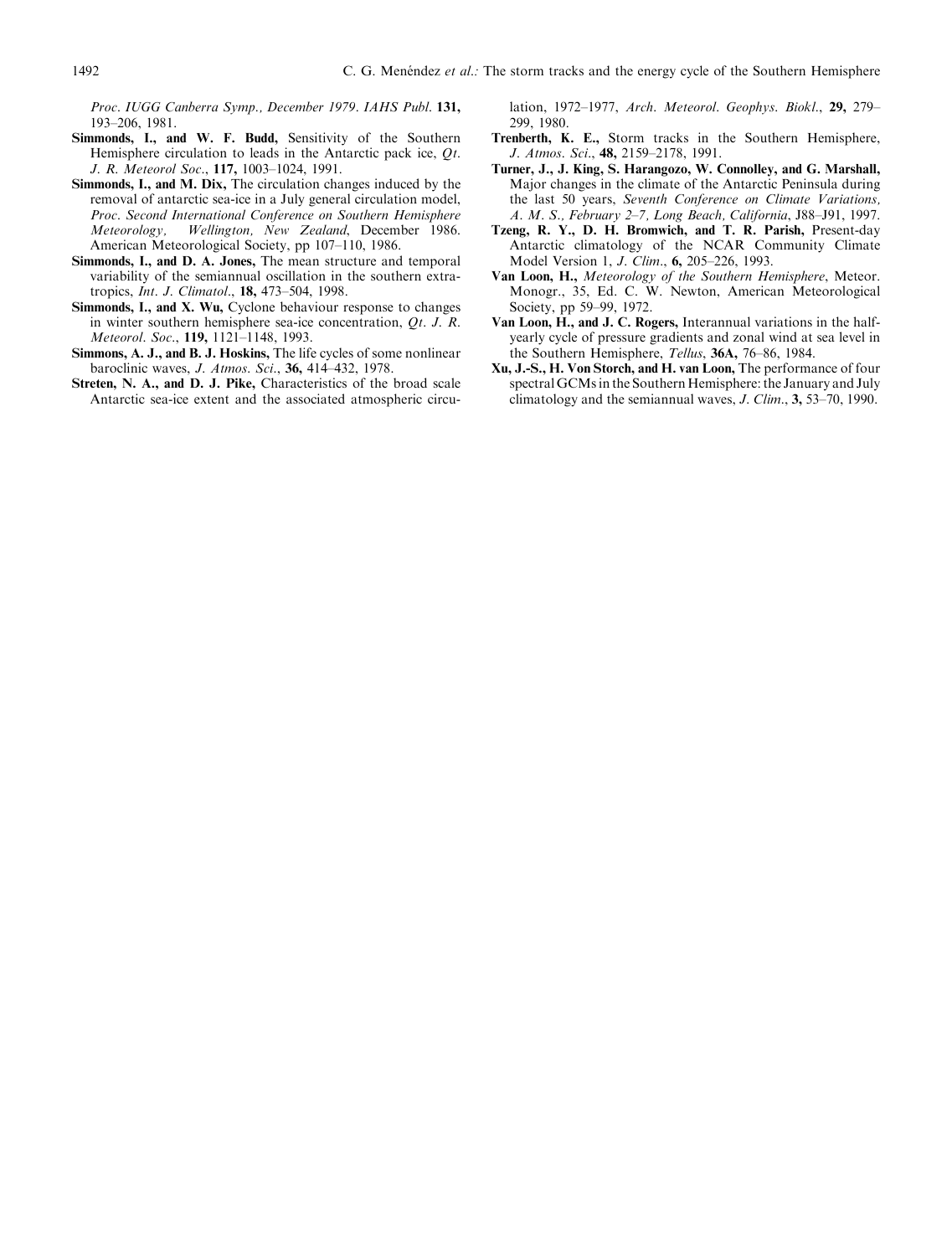*Proc. IUGG Canberra Symp., December 1979. IAHS Publ.* **131,** 193–206, 1981.

**Simmonds, I., and W. F. Budd,** Sensitivity of the Southern Hemisphere circulation to leads in the Antarctic pack ice, *Qt. J. R. Meteorol Soc.*, **117,** 1003–1024, 1991.

**Simmonds, I., and M. Dix,** The circulation changes induced by the removal of antarctic sea-ice in a July general circulation model, *Proc. Second International Conference on Southern Hemisphere Meteorology, Wellington, New Zealand,* December 1986. American Meteorological Society, pp 107–110, 1986.

**Simmonds, I., and D. A. Jones,** The mean structure and temporal variability of the semiannual oscillation in the southern extratropics, *Int. J. Climatol.*, **18,** 473–504, 1998.

**Simmonds, I., and X. Wu,** Cyclone behaviour response to changes in winter southern hemisphere sea-ice concentration, *Qt. J. R. Meteorol. Soc.*, **119,** 1121–1148, 1993.

**Simmons, A. J., and B. J. Hoskins,** The life cycles of some nonlinear baroclinic waves, *J. Atmos. Sci.*, **36,** 414–432, 1978.

**Streten, N. A., and D. J. Pike,** Characteristics of the broad scale Antarctic sea-ice extent and the associated atmospheric circulation, 1972–1977, *Arch. Meteorol. Geophys. Biokl.*, **29,** 279–299, 1980.

**Trenberth, K. E.,** Storm tracks in the Southern Hemisphere, *J. Atmos. Sci.*, **48,** 2159–2178, 1991.

**Turner, J., J. King, S. Harangozo, W. Connolley, and G. Marshall,** Major changes in the climate of the Antarctic Peninsula during the last 50 years, *Seventh Conference on Climate Variations, A. M. S., February 2–7, Long Beach, California*, J88–J91, 1997.

**Tzeng, R. Y., D. H. Bromwich, and T. R. Parish,** Present-day Antarctic climatology of the NCAR Community Climate Model Version 1, *J. Clim.*, **6,** 205–226, 1993.

**Van Loon, H.,** *Meteorology of the Southern Hemisphere*, Meteor. Monogr., 35, Ed. C. W. Newton, American Meteorological Society, pp 59–99, 1972.

**Van Loon, H., and J. C. Rogers,** Interannual variations in the half-yearly cycle of pressure gradients and zonal wind at sea level in the Southern Hemisphere, *Tellus*, **36A,** 76–86, 1984.

**Xu, J.-S., H. Von Storch, and H. van Loon,** The performance of four spectral GCMs in the Southern Hemisphere: the January and July climatology and the semiannual waves, *J. Clim.*, **3,** 53–70, 1990.